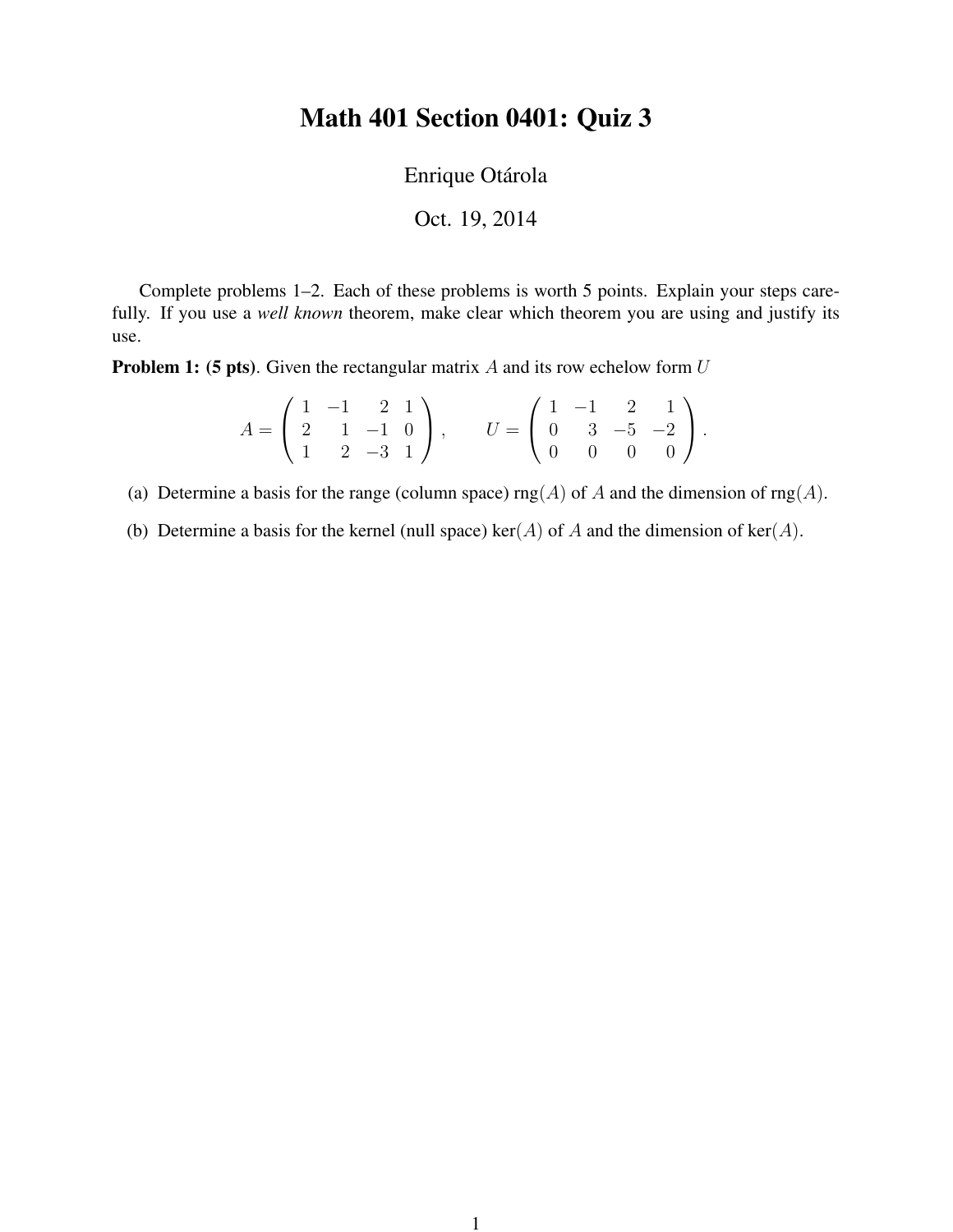# Math 401 Section 0401: Quiz 3

Enrique Otárola

Oct. 19, 2014

Complete problems 1–2. Each of these problems is worth 5 points. Explain your steps carefully. If you use a *well known* theorem, make clear which theorem you are using and justify its use.

**Problem 1: (5 pts)**. Given the rectangular matrix $A$ and its row echelow form $U$

$$A = \begin{pmatrix} 1 & -1 & 2 & 1 \\ 2 & 1 & -1 & 0 \\ 1 & 2 & -3 & 1 \end{pmatrix}, \qquad U = \begin{pmatrix} 1 & -1 & 2 & 1 \\ 0 & 3 & -5 & -2 \\ 0 & 0 & 0 & 0 \end{pmatrix}.$$

(a) Determine a basis for the range (column space) $\mathrm{rng}(A)$ of $A$ and the dimension of $\mathrm{rng}(A)$.

(b) Determine a basis for the kernel (null space) $\ker(A)$ of $A$ and the dimension of $\ker(A)$.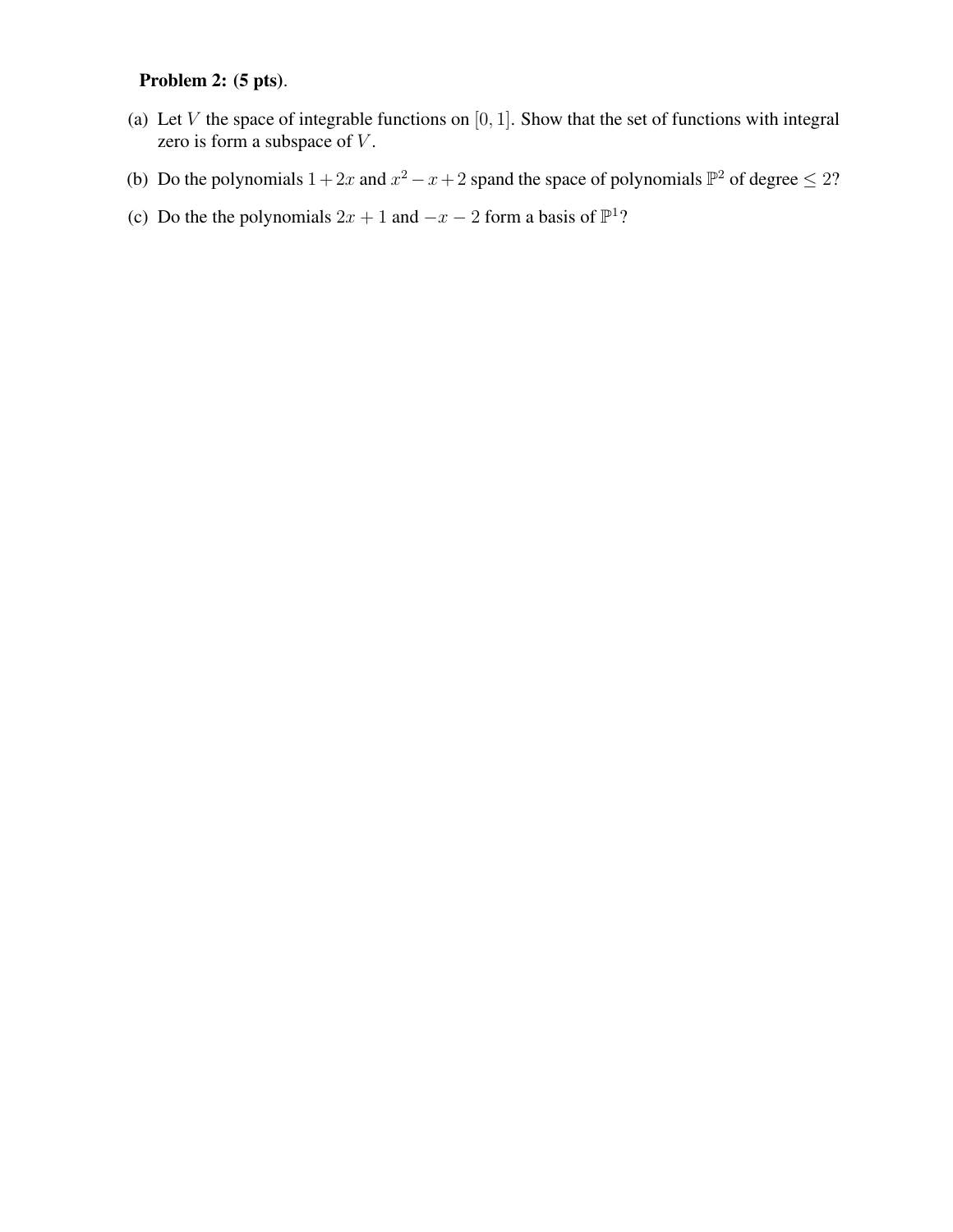**Problem 2: (5 pts)**.

(a) Let $V$ the space of integrable functions on $[0, 1]$. Show that the set of functions with integral zero is form a subspace of $V$.

(b) Do the polynomials $1 + 2x$ and $x^2 - x + 2$ spand the space of polynomials $\mathbb{P}^2$ of degree $\leq 2$?

(c) Do the the polynomials $2x + 1$ and $-x - 2$ form a basis of $\mathbb{P}^1$?